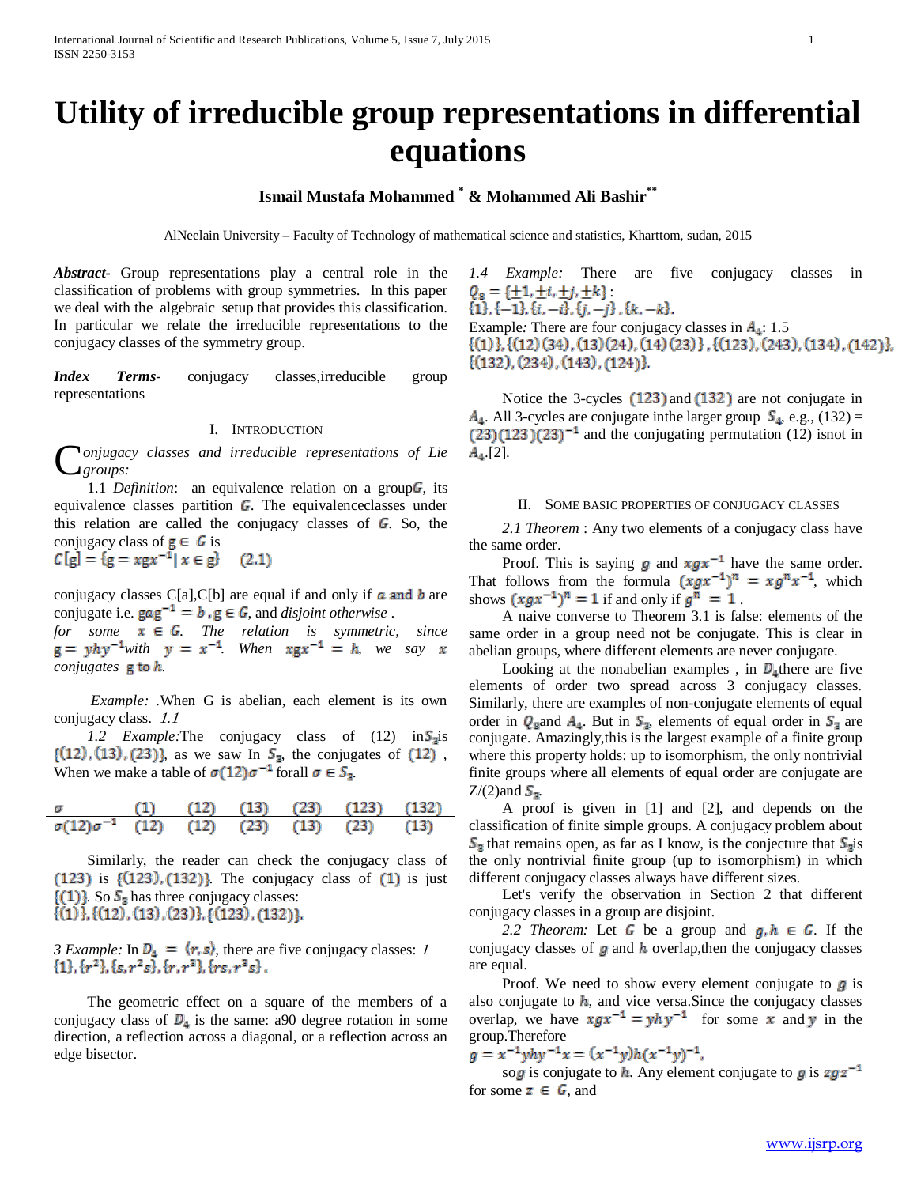# Utility of irreducible group representations in differential equations

**Ismail Mustafa Mohammed [*] & Mohammed Ali Bashir[**]**

AlNeelain University – Faculty of Technology of mathematical science and statistics, Kharttom, sudan, 2015

***Abstract-*** Group representations play a central role in the classification of problems with group symmetries. In this paper we deal with the algebraic setup that provides this classification. In particular we relate the irreducible representations to the conjugacy classes of the symmetry group.

***Index Terms*-** conjugacy classes,irreducible group representations

## I. Introduction

*Conjugacy classes and irreducible representations of Lie groups:*

1.1 *Definition*: an equivalence relation on a group$G$, its equivalence classes partition $G$. The equivalenceclasses under this relation are called the conjugacy classes of $G$. So, the conjugacy class of $g \in G$ is

$C[g] = \{g = xgx^{-1} | x \in g\}$ (2.1)

conjugacy classes C[a],C[b] are equal if and only if $a$ and $b$ are conjugate i.e. $gag^{-1} = b$ , $g \in G$, and *disjoint otherwise* .

*for some* $x \in G$. *The relation is symmetric, since* $g = yhy^{-1}$*with* $y = x^{-1}$. *When* $xgx^{-1} = h$, *we say* $x$ *conjugates* $g$ to $h$.

*Example:* .When G is abelian, each element is its own conjugacy class. *1.1*

*1.2 Example:*The conjugacy class of (12) in$S_3$is $\{(12), (13), (23)\}$, as we saw In $S_3$, the conjugates of $(12)$ , When we make a table of $\sigma(12)\sigma^{-1}$ forall $\sigma \in S_3$.

| $\sigma$ | $(1)$ | $(12)$ | $(13)$ | $(23)$ | $(123)$ | $(132)$ |
|---|---|---|---|---|---|---|
| $\sigma(12)\sigma^{-1}$ | $(12)$ | $(12)$ | $(23)$ | $(13)$ | $(23)$ | $(13)$ |

Similarly, the reader can check the conjugacy class of $(123)$ is $\{(123), (132)\}$. The conjugacy class of $(1)$ is just $\{(1)\}$. So $S_3$ has three conjugacy classes:

$\{(1)\}, \{(12), (13), (23)\}, \{(123), (132)\}$.

*3 Example:* In $D_4 = \langle r, s \rangle$, there are five conjugacy classes: *1* $\{1\}, \{r^2\}, \{s, r^2s\}, \{r, r^3\}, \{rs, r^3s\}$ .

The geometric effect on a square of the members of a conjugacy class of $D_4$ is the same: a90 degree rotation in some direction, a reflection across a diagonal, or a reflection across an edge bisector.

*1.4 Example:* There are five conjugacy classes in $Q_8 = \{\pm 1, \pm i, \pm j, \pm k\}$ :

$\{1\}, \{-1\}, \{i, -i\}, \{j, -j\}, \{k, -k\}$.

Example*:* There are four conjugacy classes in $A_4$: 1.5

$\{(1)\}, \{(12)(34), (13)(24), (14)(23)\}, \{(123), (243), (134), (142)\}, \{(132), (234), (143), (124)\}$.

Notice the 3-cycles $(123)$ and $(132)$ are not conjugate in $A_4$. All 3-cycles are conjugate inthe larger group $S_4$, e.g., (132) = $(23)(123)(23)^{-1}$ and the conjugating permutation (12) isnot in $A_4$.[2].

## II. Some basic properties of conjugacy classes

*2.1 Theorem* : Any two elements of a conjugacy class have the same order.

Proof. This is saying $g$ and $xgx^{-1}$ have the same order. That follows from the formula $(xgx^{-1})^n = xg^nx^{-1}$, which shows $(xgx^{-1})^n = 1$ if and only if $g^n = 1$ .

A naive converse to Theorem 3.1 is false: elements of the same order in a group need not be conjugate. This is clear in abelian groups, where different elements are never conjugate.

Looking at the nonabelian examples , in $D_4$there are five elements of order two spread across 3 conjugacy classes. Similarly, there are examples of non-conjugate elements of equal order in $Q_8$and $A_4$. But in $S_3$, elements of equal order in $S_3$ are conjugate. Amazingly,this is the largest example of a finite group where this property holds: up to isomorphism, the only nontrivial finite groups where all elements of equal order are conjugate are Z/(2)and $S_3$.

A proof is given in [1] and [2], and depends on the classification of finite simple groups. A conjugacy problem about $S_3$ that remains open, as far as I know, is the conjecture that $S_3$is the only nontrivial finite group (up to isomorphism) in which different conjugacy classes always have different sizes.

Let's verify the observation in Section 2 that different conjugacy classes in a group are disjoint.

*2.2 Theorem:* Let $G$ be a group and $g, h \in G$. If the conjugacy classes of $g$ and $h$ overlap,then the conjugacy classes are equal.

Proof. We need to show every element conjugate to $g$ is also conjugate to $h$, and vice versa.Since the conjugacy classes overlap, we have $xgx^{-1} = yhy^{-1}$ for some $x$ and $y$ in the group.Therefore

$g = x^{-1}yhy^{-1}x = (x^{-1}y)h(x^{-1}y)^{-1}$,

so$g$ is conjugate to $h$. Any element conjugate to $g$ is $zgz^{-1}$ for some $z \in G$, and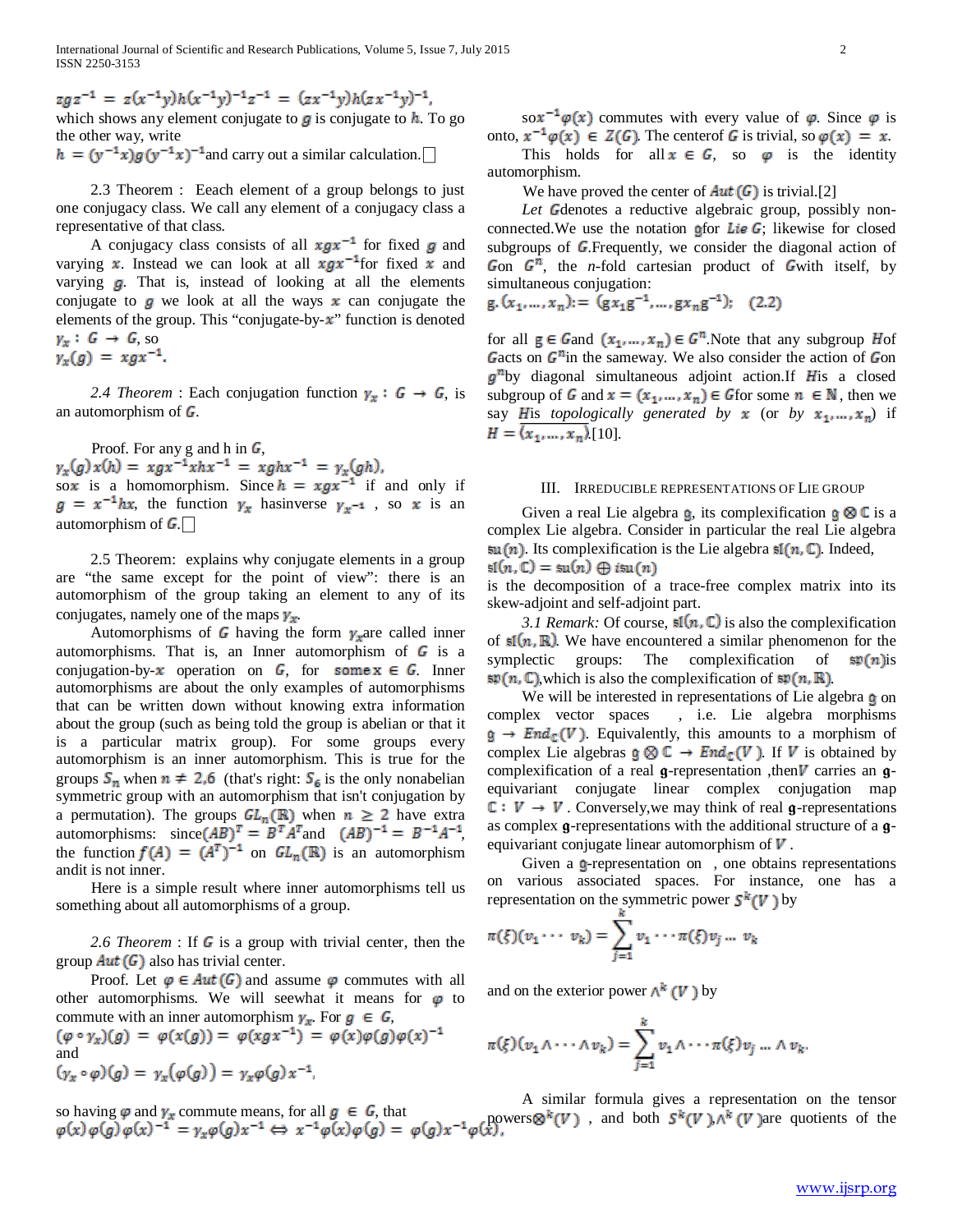$zgz^{-1} = z(x^{-1}y)h(x^{-1}y)^{-1}z^{-1} = (zx^{-1}y)h(zx^{-1}y)^{-1}$,
which shows any element conjugate to $g$ is conjugate to $h$. To go the other way, write
$h = (y^{-1}x)g(y^{-1}x)^{-1}$and carry out a similar calculation.□

2.3 Theorem : Eeach element of a group belongs to just one conjugacy class. We call any element of a conjugacy class a representative of that class.

A conjugacy class consists of all $xgx^{-1}$ for fixed $g$ and varying $x$. Instead we can look at all $xgx^{-1}$for fixed $x$ and varying $g$. That is, instead of looking at the elements conjugate to $g$ we look at all the ways $x$ can conjugate the elements of the group. This "conjugate-by-$x$" function is denoted $\gamma_x : G \to G$, so
$\gamma_x(g) = xgx^{-1}$.

*2.4 Theorem* : Each conjugation function $\gamma_x : G \to G$, is an automorphism of $G$.

Proof. For any g and h in $G$,
$\gamma_x(g)x(h) = xgx^{-1}xhx^{-1} = xghx^{-1} = \gamma_x(gh)$,
so$x$ is a homomorphism. Since $h = xgx^{-1}$ if and only if $g = x^{-1}hx$, the function $\gamma_x$ hasinverse $\gamma_{x^{-1}}$ , so $x$ is an automorphism of $G$.□

2.5 Theorem: explains why conjugate elements in a group are "the same except for the point of view": there is an automorphism of the group taking an element to any of its conjugates, namely one of the maps $\gamma_x$.

Automorphisms of $G$ having the form $\gamma_x$are called inner automorphisms. That is, an Inner automorphism of $G$ is a conjugation-by-$x$ operation on $G$, for some$x \in G$. Inner automorphisms are about the only examples of automorphisms that can be written down without knowing extra information about the group (such as being told the group is abelian or that it is a particular matrix group). For some groups every automorphism is an inner automorphism. This is true for the groups $S_n$ when $n \neq 2,6$ (that's right: $S_6$ is the only nonabelian symmetric group with an automorphism that isn't conjugation by a permutation). The groups $GL_n(\mathbb{R})$ when $n \geq 2$ have extra automorphisms: since$(AB)^T = B^TA^T$and $(AB)^{-1} = B^{-1}A^{-1}$, the function $f(A) = (A^T)^{-1}$ on $GL_n(\mathbb{R})$ is an automorphism andit is not inner.

Here is a simple result where inner automorphisms tell us something about all automorphisms of a group.

*2.6 Theorem* : If $G$ is a group with trivial center, then the group $Aut(G)$ also has trivial center.

Proof. Let $\varphi \in Aut(G)$ and assume $\varphi$ commutes with all other automorphisms. We will seewhat it means for $\varphi$ to commute with an inner automorphism $\gamma_x$. For $g \in G$,
$(\varphi \circ \gamma_x)(g) = \varphi(x(g)) = \varphi(xgx^{-1}) = \varphi(x)\varphi(g)\varphi(x)^{-1}$
and
$(\gamma_x \circ \varphi)(g) = \gamma_x(\varphi(g)) = \gamma_x\varphi(g)x^{-1}$,

so having $\varphi$ and $\gamma_x$ commute means, for all $g \in G$, that
$\varphi(x)\varphi(g)\varphi(x)^{-1} = \gamma_x\varphi(g)x^{-1} \Leftrightarrow x^{-1}\varphi(x)\varphi(g) = \varphi(g)x^{-1}\varphi(x)$,

so$x^{-1}\varphi(x)$ commutes with every value of $\varphi$. Since $\varphi$ is onto, $x^{-1}\varphi(x) \in Z(G)$. The centerof $G$ is trivial, so $\varphi(x) = x$.

This holds for all $x \in G$, so $\varphi$ is the identity automorphism.

We have proved the center of $Aut(G)$ is trivial.[2]

*Let* $G$denotes a reductive algebraic group, possibly non-connected.We use the notation $\mathfrak{g}$for $Lie\ G$; likewise for closed subgroups of $G$.Frequently, we consider the diagonal action of $G$on $G^n$, the *n*-fold cartesian product of $G$with itself, by simultaneous conjugation:

$$\mathrm{g}.(x_1, \dots, x_n) := (\mathrm{g}x_1\mathrm{g}^{-1}, \dots, \mathrm{g}x_n\mathrm{g}^{-1}); \quad (2.2)$$

for all $\mathrm{g} \in G$and $(x_1, \dots, x_n) \in G^n$.Note that any subgroup $H$of $G$acts on $G^n$in the sameway. We also consider the action of $G$on $\mathfrak{g}^n$by diagonal simultaneous adjoint action.If $H$is a closed subgroup of $G$ and $x = (x_1, \dots, x_n) \in G$for some $n \in \mathbb{N}$, then we say $H$is *topologically generated by* $x$ (or *by* $x_1, \dots, x_n$) if $H = \overline{\langle x_1, \dots, x_n \rangle}$.[10].

## III. Irreducible representations of Lie group

Given a real Lie algebra $\mathfrak{g}$, its complexification $\mathfrak{g} \otimes \mathbb{C}$ is a complex Lie algebra. Consider in particular the real Lie algebra $\mathfrak{su}(n)$. Its complexification is the Lie algebra $\mathfrak{sl}(n, \mathbb{C})$. Indeed,
$\mathfrak{sl}(n, \mathbb{C}) = \mathfrak{su}(n) \oplus i\mathfrak{su}(n)$
is the decomposition of a trace-free complex matrix into its skew-adjoint and self-adjoint part.

*3.1 Remark:* Of course, $\mathfrak{sl}(n, \mathbb{C})$ is also the complexification of $\mathfrak{sl}(n, \mathbb{R})$. We have encountered a similar phenomenon for the symplectic groups: The complexification of $\mathfrak{sp}(n)$is $\mathfrak{sp}(n, \mathbb{C})$,which is also the complexification of $\mathfrak{sp}(n, \mathbb{R})$.

We will be interested in representations of Lie algebra $\mathfrak{g}$ on complex vector spaces , i.e. Lie algebra morphisms $\mathfrak{g} \to End_{\mathbb{C}}(V)$. Equivalently, this amounts to a morphism of complex Lie algebras $\mathfrak{g} \otimes \mathbb{C} \to End_{\mathbb{C}}(V)$. If $V$ is obtained by complexification of a real $\mathfrak{g}$-representation ,then$V$ carries an $\mathfrak{g}$-equivariant conjugate linear complex conjugation map $\mathbb{C} : V \to V$. Conversely,we may think of real $\mathfrak{g}$-representations as complex $\mathfrak{g}$-representations with the additional structure of a $\mathfrak{g}$-equivariant conjugate linear automorphism of $V$.

Given a $\mathfrak{g}$-representation on , one obtains representations on various associated spaces. For instance, one has a representation on the symmetric power $S^k(V)$ by

$$\pi(\xi)(v_1 \cdots v_k) = \sum_{j=1}^{k} v_1 \cdots \pi(\xi)v_j \dots v_k$$

and on the exterior power $\wedge^k(V)$ by

$$\pi(\xi)(v_1 \wedge \cdots \wedge v_k) = \sum_{j=1}^{k} v_1 \wedge \cdots \pi(\xi)v_j \dots \wedge v_k.$$

A similar formula gives a representation on the tensor powers$\otimes^k(V)$ , and both $S^k(V)$,$\wedge^k(V)$are quotients of the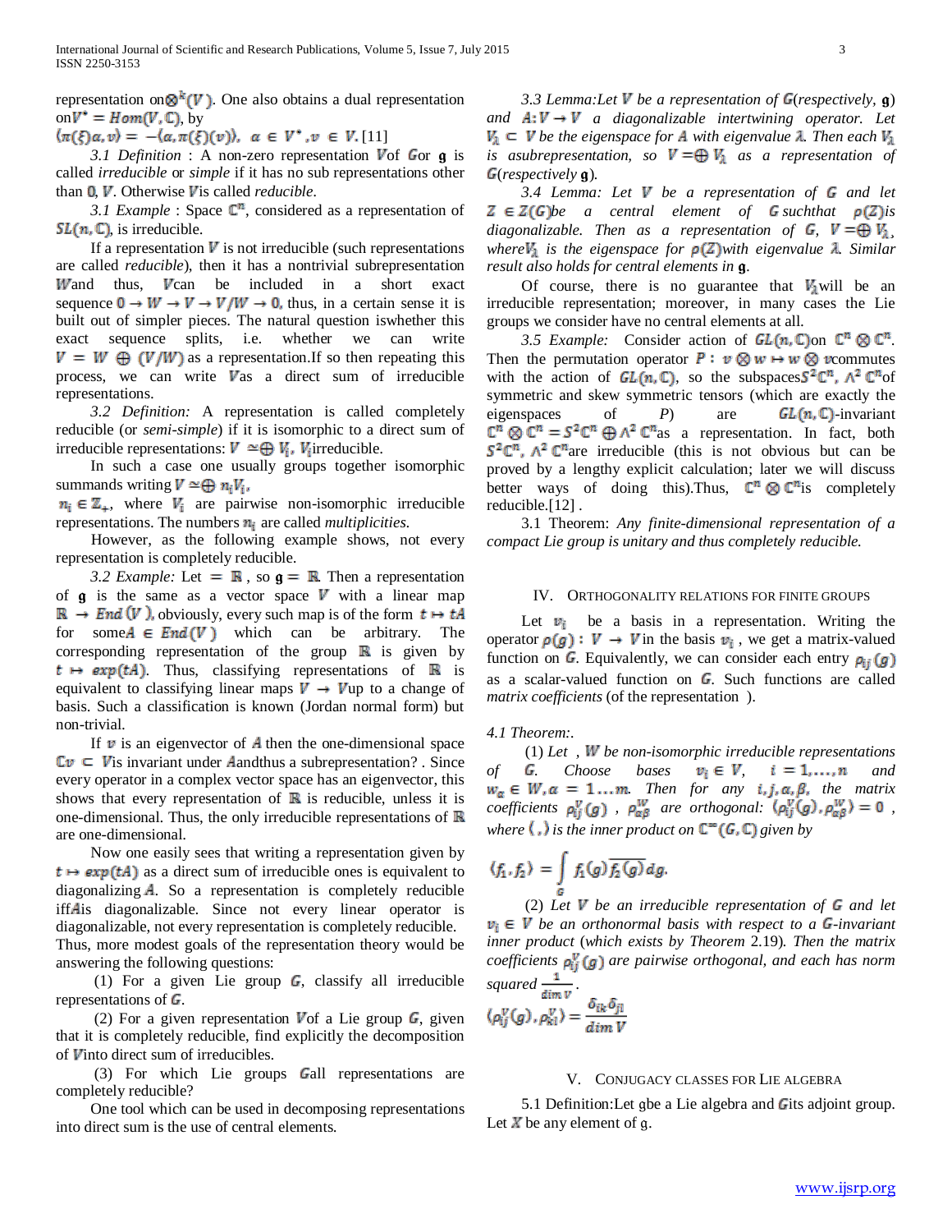representation on $\otimes^k(V)$. One also obtains a dual representation on $V^* = Hom(V, \mathbb{C})$, by

$\langle \pi(\xi)\alpha, v\rangle = -\langle \alpha, \pi(\xi)(v)\rangle,\ \alpha \in V^*, v \in V$. [11]

*3.1 Definition* : A non-zero representation $V$ of $G$ or $\mathfrak{g}$ is called *irreducible* or *simple* if it has no sub representations other than $0$, $V$. Otherwise $V$ is called *reducible*.

*3.1 Example* : Space $\mathbb{C}^n$, considered as a representation of $SL(n, \mathbb{C})$, is irreducible.

If a representation $V$ is not irreducible (such representations are called *reducible*), then it has a nontrivial subrepresentation $W$ and thus, $V$ can be included in a short exact sequence $0 \to W \to V \to V/W \to 0$, thus, in a certain sense it is built out of simpler pieces. The natural question is whether this exact sequence splits, i.e. whether we can write $V = W \oplus (V/W)$ as a representation. If so then repeating this process, we can write $V$ as a direct sum of irreducible representations.

*3.2 Definition:* A representation is called completely reducible (or *semi-simple*) if it is isomorphic to a direct sum of irreducible representations: $V \simeq \bigoplus V_i$, $V_i$ irreducible.

In such a case one usually groups together isomorphic summands writing $V \simeq \bigoplus n_i V_i$, $n_i \in \mathbb{Z}_+$, where $V_i$ are pairwise non-isomorphic irreducible representations. The numbers $n_i$ are called *multiplicities*.

However, as the following example shows, not every representation is completely reducible.

*3.2 Example:* Let $= \mathbb{R}$, so $\mathfrak{g} = \mathbb{R}$. Then a representation of $\mathfrak{g}$ is the same as a vector space $V$ with a linear map $\mathbb{R} \to End(V)$, obviously, every such map is of the form $t \mapsto tA$ for some $A \in End(V)$ which can be arbitrary. The corresponding representation of the group $\mathbb{R}$ is given by $t \mapsto exp(tA)$. Thus, classifying representations of $\mathbb{R}$ is equivalent to classifying linear maps $V \to V$ up to a change of basis. Such a classification is known (Jordan normal form) but non-trivial.

If $v$ is an eigenvector of $A$ then the one-dimensional space $\mathbb{C}v \subset V$ is invariant under $A$ and thus a subrepresentation? . Since every operator in a complex vector space has an eigenvector, this shows that every representation of $\mathbb{R}$ is reducible, unless it is one-dimensional. Thus, the only irreducible representations of $\mathbb{R}$ are one-dimensional.

Now one easily sees that writing a representation given by $t \mapsto exp(tA)$ as a direct sum of irreducible ones is equivalent to diagonalizing $A$. So a representation is completely reducible iff $A$ is diagonalizable. Since not every linear operator is diagonalizable, not every representation is completely reducible. Thus, more modest goals of the representation theory would be answering the following questions:

(1) For a given Lie group $G$, classify all irreducible representations of $G$.

(2) For a given representation $V$ of a Lie group $G$, given that it is completely reducible, find explicitly the decomposition of $V$ into direct sum of irreducibles.

(3) For which Lie groups $G$ all representations are completely reducible?

One tool which can be used in decomposing representations into direct sum is the use of central elements.

*3.3 Lemma: Let $V$ be a representation of $G$ (respectively, $\mathfrak{g}$) and $A: V \to V$ a diagonalizable intertwining operator. Let $V_\lambda \subset V$ be the eigenspace for $A$ with eigenvalue $\lambda$. Then each $V_\lambda$ is a subrepresentation, so $V = \bigoplus V_\lambda$ as a representation of $G$ (respectively $\mathfrak{g}$).*

*3.4 Lemma: Let $V$ be a representation of $G$ and let $Z \in Z(G)$ be a central element of $G$ such that $\rho(Z)$ is diagonalizable. Then as a representation of $G$, $V = \bigoplus V_\lambda$, where $V_\lambda$ is the eigenspace for $\rho(Z)$ with eigenvalue $\lambda$. Similar result also holds for central elements in $\mathfrak{g}$.*

Of course, there is no guarantee that $V_\lambda$ will be an irreducible representation; moreover, in many cases the Lie groups we consider have no central elements at all.

*3.5 Example:* Consider action of $GL(n, \mathbb{C})$ on $\mathbb{C}^n \otimes \mathbb{C}^n$. Then the permutation operator $P: v \otimes w \mapsto w \otimes v$ commutes with the action of $GL(n, \mathbb{C})$, so the subspaces $S^2\mathbb{C}^n$, $\Lambda^2\mathbb{C}^n$ of symmetric and skew symmetric tensors (which are exactly the eigenspaces of $P$) are $GL(n, \mathbb{C})$-invariant $\mathbb{C}^n \otimes \mathbb{C}^n = S^2\mathbb{C}^n \oplus \Lambda^2\mathbb{C}^n$ as a representation. In fact, both $S^2\mathbb{C}^n$, $\Lambda^2\mathbb{C}^n$ are irreducible (this is not obvious but can be proved by a lengthy explicit calculation; later we will discuss better ways of doing this). Thus, $\mathbb{C}^n \otimes \mathbb{C}^n$ is completely reducible. [12] .

3.1 Theorem: *Any finite-dimensional representation of a compact Lie group is unitary and thus completely reducible.*

## IV. Orthogonality Relations for Finite Groups

Let $v_i$ be a basis in a representation. Writing the operator $\rho(g): V \to V$ in the basis $v_i$, we get a matrix-valued function on $G$. Equivalently, we can consider each entry $\rho_{ij}(g)$ as a scalar-valued function on $G$. Such functions are called *matrix coefficients* (of the representation ).

*4.1 Theorem:.*

(1) *Let , $W$ be non-isomorphic irreducible representations of $G$. Choose bases $v_i \in V$, $i = 1, \dots, n$ and $w_\alpha \in W, \alpha = 1 \dots m$. Then for any $i, j, \alpha, \beta$, the matrix coefficients $\rho^V_{ij}(g)$, $\rho^W_{\alpha\beta}$ are orthogonal: $\langle \rho^V_{ij}(g), \rho^W_{\alpha\beta}\rangle = 0$, where $\langle\, ,\rangle$ is the inner product on $\mathbb{C}^\infty(G, \mathbb{C})$ given by*

$$\langle f_1, f_2\rangle = \int_G f_1(g)\overline{f_2(g)}\,dg.$$

(2) *Let $V$ be an irreducible representation of $G$ and let $v_i \in V$ be an orthonormal basis with respect to a $G$-invariant inner product (which exists by Theorem 2.19). Then the matrix coefficients $\rho^V_{ij}(g)$ are pairwise orthogonal, and each has norm squared $\frac{1}{\dim V}$.*

$$\langle \rho^V_{ij}(g), \rho^V_{kl}\rangle = \frac{\delta_{ik}\delta_{jl}}{\dim V}$$

## V. Conjugacy Classes for Lie Algebra

5.1 Definition: Let $\mathfrak{g}$ be a Lie algebra and $G$ its adjoint group. Let $X$ be any element of $\mathfrak{g}$.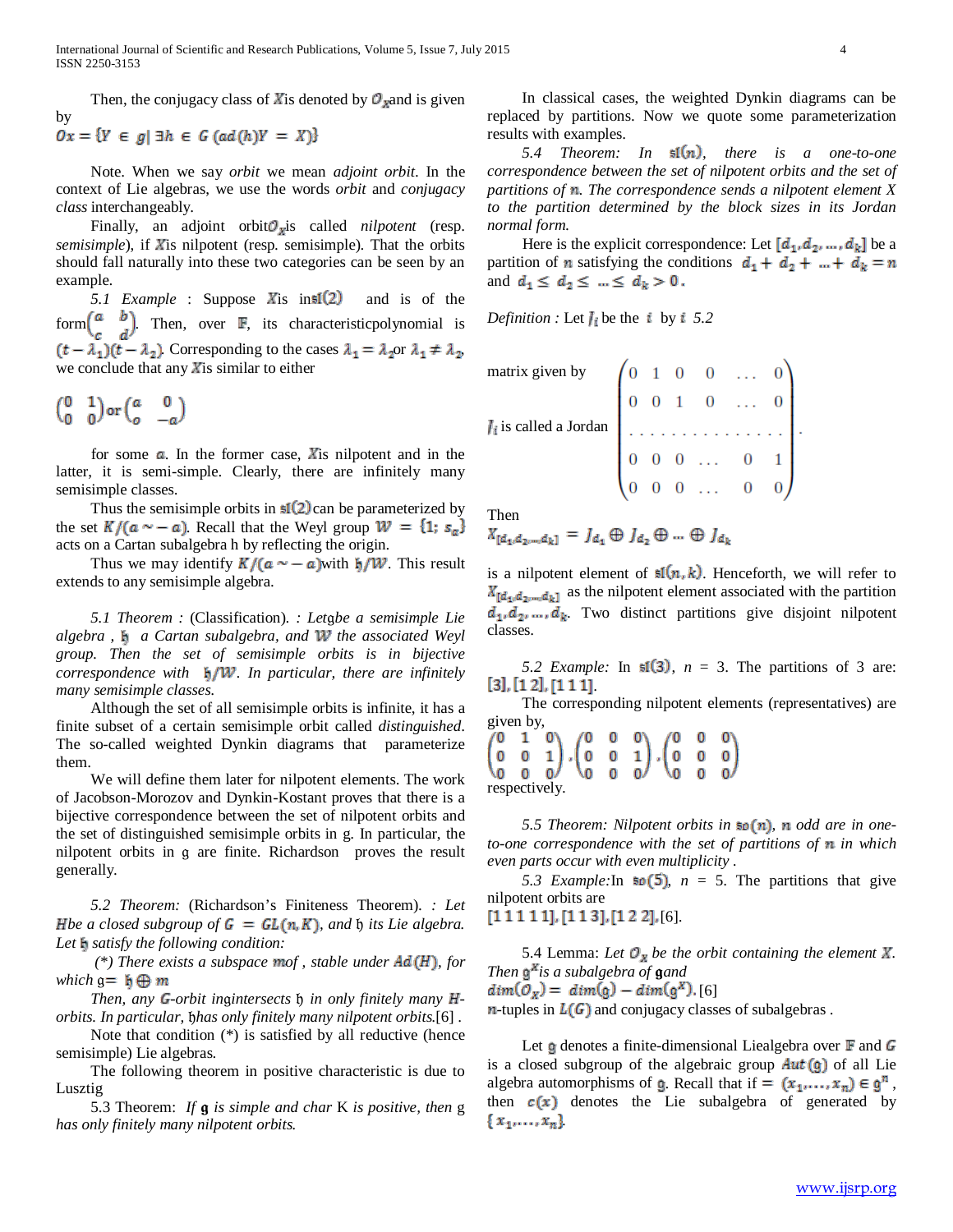Then, the conjugacy class of $X$ is denoted by $O_X$ and is given by

$$Ox = \{Y \in g \mid \exists h \in G\ (ad(h)Y = X)\}$$

Note. When we say *orbit* we mean *adjoint orbit*. In the context of Lie algebras, we use the words *orbit* and *conjugacy class* interchangeably.

Finally, an adjoint orbit $O_X$ is called *nilpotent* (resp. *semisimple*), if $X$ is nilpotent (resp. semisimple). That the orbits should fall naturally into these two categories can be seen by an example.

*5.1 Example* : Suppose $X$ is in $\mathfrak{sl}(2)$ and is of the form $\begin{pmatrix} a & b \\ c & d \end{pmatrix}$. Then, over $\mathbb{F}$, its characteristic polynomial is $(t-\lambda_1)(t-\lambda_2)$. Corresponding to the cases $\lambda_1 = \lambda_2$ or $\lambda_1 \neq \lambda_2$, we conclude that any $X$ is similar to either

$$\begin{pmatrix} 0 & 1 \\ 0 & 0 \end{pmatrix} \text{or} \begin{pmatrix} a & 0 \\ o & -a \end{pmatrix}$$

for some $a$. In the former case, $X$ is nilpotent and in the latter, it is semi-simple. Clearly, there are infinitely many semisimple classes.

Thus the semisimple orbits in $\mathfrak{sl}(2)$ can be parameterized by the set $K/(a \sim -a)$. Recall that the Weyl group $W = \{1; s_a\}$ acts on a Cartan subalgebra h by reflecting the origin.

Thus we may identify $K/(a \sim -a)$ with $\mathfrak{h}/W$. This result extends to any semisimple algebra.

*5.1 Theorem* : (Classification). *: Let $\mathfrak{g}$ be a semisimple Lie algebra , $\mathfrak{h}$ a Cartan subalgebra, and $W$ the associated Weyl group. Then the set of semisimple orbits is in bijective correspondence with $\mathfrak{h}/W$. In particular, there are infinitely many semisimple classes.*

Although the set of all semisimple orbits is infinite, it has a finite subset of a certain semisimple orbit called *distinguished*. The so-called weighted Dynkin diagrams that parameterize them.

We will define them later for nilpotent elements. The work of Jacobson-Morozov and Dynkin-Kostant proves that there is a bijective correspondence between the set of nilpotent orbits and the set of distinguished semisimple orbits in g. In particular, the nilpotent orbits in g are finite. Richardson proves the result generally.

*5.2 Theorem:* (Richardson's Finiteness Theorem). *: Let $H$ be a closed subgroup of $G = GL(n, K)$, and $\mathfrak{h}$ its Lie algebra. Let $\mathfrak{h}$ satisfy the following condition:*

*(\*) There exists a subspace $\mathfrak{m}$ of , stable under $Ad(H)$, for which $\mathfrak{g} = \mathfrak{h} \oplus \mathfrak{m}$*

*Then, any $G$-orbit in $\mathfrak{g}$ intersects $\mathfrak{h}$ in only finitely many $H$-orbits. In particular, $\mathfrak{h}$ has only finitely many nilpotent orbits.*[6] .

Note that condition (\*) is satisfied by all reductive (hence semisimple) Lie algebras.

The following theorem in positive characteristic is due to Lusztig

5.3 Theorem: *If $\mathfrak{g}$ is simple and char* K *is positive, then* g *has only finitely many nilpotent orbits.*

In classical cases, the weighted Dynkin diagrams can be replaced by partitions. Now we quote some parameterization results with examples.

*5.4 Theorem: In $\mathfrak{sl}(n)$, there is a one-to-one correspondence between the set of nilpotent orbits and the set of partitions of $n$. The correspondence sends a nilpotent element X to the partition determined by the block sizes in its Jordan normal form.*

Here is the explicit correspondence: Let $[d_1, d_2, \ldots, d_k]$ be a partition of $n$ satisfying the conditions $d_1 + d_2 + \ldots + d_k = n$ and $d_1 \leq d_2 \leq \ldots \leq d_k > 0$.

*Definition :* Let $J_i$ be the $i$ by $i$ *5.2* matrix given by

$$\begin{pmatrix} 0 & 1 & 0 & 0 & \ldots & 0 \\ 0 & 0 & 1 & 0 & \ldots & 0 \\ \ldots & \ldots & \ldots & \ldots & \ldots & \ldots \\ 0 & 0 & 0 & \ldots & 0 & 1 \\ 0 & 0 & 0 & \ldots & 0 & 0 \end{pmatrix}.$$

$J_i$ is called a Jordan

Then

$$X_{[d_1, d_2, \ldots, d_k]} = J_{d_1} \oplus J_{d_2} \oplus \ldots \oplus J_{d_k}$$

is a nilpotent element of $\mathfrak{sl}(n, k)$. Henceforth, we will refer to $X_{[d_1, d_2, \ldots, d_k]}$ as the nilpotent element associated with the partition $d_1, d_2, \ldots, d_k$. Two distinct partitions give disjoint nilpotent classes.

*5.2 Example:* In $\mathfrak{sl}(3)$, *n* = 3. The partitions of 3 are: $[3], [1\ 2], [1\ 1\ 1]$.

The corresponding nilpotent elements (representatives) are given by,

$$\begin{pmatrix} 0 & 1 & 0 \\ 0 & 0 & 1 \\ 0 & 0 & 0 \end{pmatrix}, \begin{pmatrix} 0 & 0 & 0 \\ 0 & 0 & 1 \\ 0 & 0 & 0 \end{pmatrix}, \begin{pmatrix} 0 & 0 & 0 \\ 0 & 0 & 0 \\ 0 & 0 & 0 \end{pmatrix}$$

respectively.

*5.5 Theorem: Nilpotent orbits in $\mathfrak{so}(n)$, $n$ odd are in one-to-one correspondence with the set of partitions of $n$ in which even parts occur with even multiplicity .*

*5.3 Example:* In $\mathfrak{so}(5)$, *n* = 5. The partitions that give nilpotent orbits are

$[1\ 1\ 1\ 1\ 1], [1\ 1\ 3], [1\ 2\ 2]$, [6].

5.4 Lemma: *Let $O_X$ be the orbit containing the element $X$. Then $\mathfrak{g}^X$ is a subalgebra of $\mathfrak{g}$ and*

$dim(O_X) = dim(\mathfrak{g}) - dim(\mathfrak{g}^X)$. [6]

$n$-tuples in $L(G)$ and conjugacy classes of subalgebras .

Let $\mathfrak{g}$ denotes a finite-dimensional Liealgebra over $\mathbb{F}$ and $G$ is a closed subgroup of the algebraic group $Aut(\mathfrak{g})$ of all Lie algebra automorphisms of $\mathfrak{g}$. Recall that if $= (x_1, \ldots, x_n) \in \mathfrak{g}^n$, then $c(x)$ denotes the Lie subalgebra of generated by $\{x_1, \ldots, x_n\}$.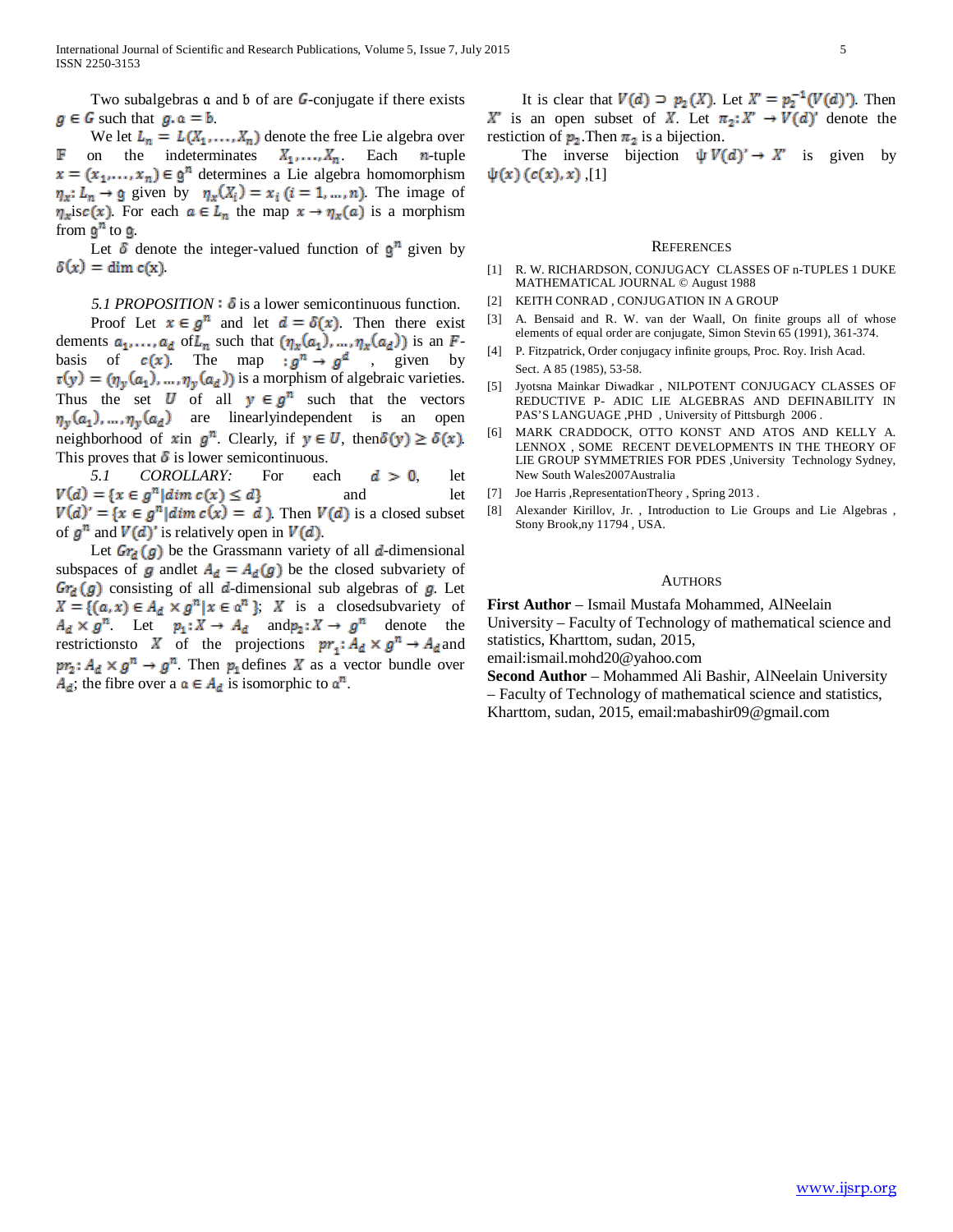Two subalgebras $\mathfrak{a}$ and $\mathfrak{b}$ of are $G$-conjugate if there exists $g \in G$ such that $g.\mathfrak{a} = \mathfrak{b}$.

We let $L_n = L(X_1, \ldots, X_n)$ denote the free Lie algebra over $\mathbb{F}$ on the indeterminates $X_1, \ldots, X_n$. Each $n$-tuple $x = (x_1, \ldots, x_n) \in \mathfrak{g}^n$ determines a Lie algebra homomorphism $\eta_x : L_n \to \mathfrak{g}$ given by $\eta_x(X_i) = x_i \ (i = 1, \ldots, n)$. The image of $\eta_x$ is $c(x)$. For each $a \in L_n$ the map $x \to \eta_x(a)$ is a morphism from $\mathfrak{g}^n$ to $\mathfrak{g}$.

Let $\delta$ denote the integer-valued function of $\mathfrak{g}^n$ given by $\delta(x) = \dim c(x)$.

*5.1 PROPOSITION* **:** $\delta$ is a lower semicontinuous function.

Proof Let $x \in g^n$ and let $d = \delta(x)$. Then there exist dements $a_1, \ldots, a_d$ of $L_n$ such that $(\eta_x(a_1), \ldots, \eta_x(a_d))$ is an $F$-basis of $c(x)$. The map $: g^n \to g^d$, given by $\tau(y) = (\eta_y(a_1), \ldots, \eta_y(a_d))$ is a morphism of algebraic varieties. Thus the set $U$ of all $y \in g^n$ such that the vectors $\eta_y(a_1), \ldots, \eta_y(a_d)$ are linearlyindependent is an open neighborhood of $x$ in $g^n$. Clearly, if $y \in U$, then $\delta(y) \geq \delta(x)$. This proves that $\delta$ is lower semicontinuous.

*5.1 COROLLARY:* For each $d > 0$, let $V(d) = \{x \in g^n | \dim c(x) \leq d\}$ and let $V(d)' = \{x \in g^n | \dim c(x) = d\}$. Then $V(d)$ is a closed subset of $g^n$ and $V(d)'$ is relatively open in $V(d)$.

Let $Gr_d(g)$ be the Grassmann variety of all $d$-dimensional subspaces of $g$ andlet $A_d = A_d(g)$ be the closed subvariety of $Gr_d(g)$ consisting of all $d$-dimensional sub algebras of $g$. Let $X = \{(\mathfrak{a}, x) \in A_d \times g^n | x \in \mathfrak{a}^n\}$; $X$ is a closedsubvariety of $A_d \times g^n$. Let $p_1 : X \to A_d$ and $p_2 : X \to g^n$ denote the restrictionsto $X$ of the projections $pr_1 : A_d \times g^n \to A_d$ and $pr_2 : A_d \times g^n \to g^n$. Then $p_1$ defines $X$ as a vector bundle over $A_d$; the fibre over a $\mathfrak{a} \in A_d$ is isomorphic to $\mathfrak{a}^n$.

It is clear that $V(d) \supset p_2(X)$. Let $X' = p_2^{-1}(V(d)')$. Then $X'$ is an open subset of $X$. Let $\pi_2 : X' \to V(d)'$ denote the restiction of $p_2$. Then $\pi_2$ is a bijection.

The inverse bijection $\psi \ V(d)' \to X'$ is given by $\psi(x)\ (c(x), x)$ ,[1]

## References

[1] R. W. RICHARDSON, CONJUGACY CLASSES OF n-TUPLES 1 DUKE MATHEMATICAL JOURNAL © August 1988

[2] KEITH CONRAD , CONJUGATION IN A GROUP

[3] A. Bensaid and R. W. van der Waall, On finite groups all of whose elements of equal order are conjugate, Simon Stevin 65 (1991), 361-374.

[4] P. Fitzpatrick, Order conjugacy infinite groups, Proc. Roy. Irish Acad. Sect. A 85 (1985), 53-58.

[5] Jyotsna Mainkar Diwadkar , NILPOTENT CONJUGACY CLASSES OF REDUCTIVE P- ADIC LIE ALGEBRAS AND DEFINABILITY IN PAS'S LANGUAGE ,PHD , University of Pittsburgh 2006 .

[6] MARK CRADDOCK, OTTO KONST AND ATOS AND KELLY A. LENNOX , SOME RECENT DEVELOPMENTS IN THE THEORY OF LIE GROUP SYMMETRIES FOR PDES ,University Technology Sydney, New South Wales2007Australia

[7] Joe Harris ,RepresentationTheory , Spring 2013 .

[8] Alexander Kirillov, Jr. , Introduction to Lie Groups and Lie Algebras , Stony Brook,ny 11794 , USA.

## Authors

**First Author** – Ismail Mustafa Mohammed, AlNeelain University – Faculty of Technology of mathematical science and statistics, Kharttom, sudan, 2015, email:ismail.mohd20@yahoo.com

**Second Author** – Mohammed Ali Bashir, AlNeelain University – Faculty of Technology of mathematical science and statistics, Kharttom, sudan, 2015, email:mabashir09@gmail.com